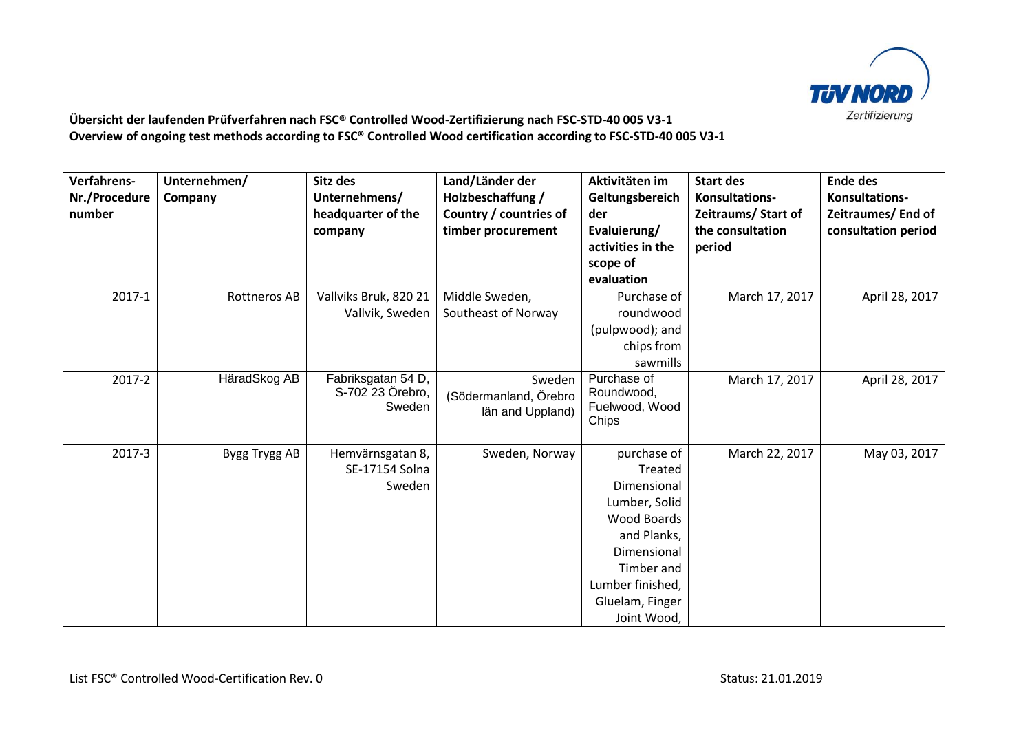**Übersicht der laufenden Prüfverfahren nach FSC® Controlled Wood-Zertifizierung nach FSC-STD-40 005 V3-1**
**Overview of ongoing test methods according to FSC® Controlled Wood certification according to FSC-STD-40 005 V3-1**

| Verfahrens-Nr./Procedure number | Unternehmen/ Company | Sitz des Unternehmens/ headquarter of the company | Land/Länder der Holzbeschaffung / Country / countries of timber procurement | Aktivitäten im Geltungsbereich der Evaluierung/ activities in the scope of evaluation | Start des Konsultations-Zeitraums/ Start of the consultation period | Ende des Konsultations-Zeitraumes/ End of consultation period |
|---|---|---|---|---|---|---|
| 2017-1 | Rottneros AB | Vallviks Bruk, 820 21 Vallvik, Sweden | Middle Sweden, Southeast of Norway | Purchase of roundwood (pulpwood); and chips from sawmills | March 17, 2017 | April 28, 2017 |
| 2017-2 | HäradSkog AB | Fabriksgatan 54 D, S-702 23 Örebro, Sweden | Sweden (Södermanland, Örebro län and Uppland) | Purchase of Roundwood, Fuelwood, Wood Chips | March 17, 2017 | April 28, 2017 |
| 2017-3 | Bygg Trygg AB | Hemvärnsgatan 8, SE-17154 Solna Sweden | Sweden, Norway | purchase of Treated Dimensional Lumber, Solid Wood Boards and Planks, Dimensional Timber and Lumber finished, Gluelam, Finger Joint Wood, | March 22, 2017 | May 03, 2017 |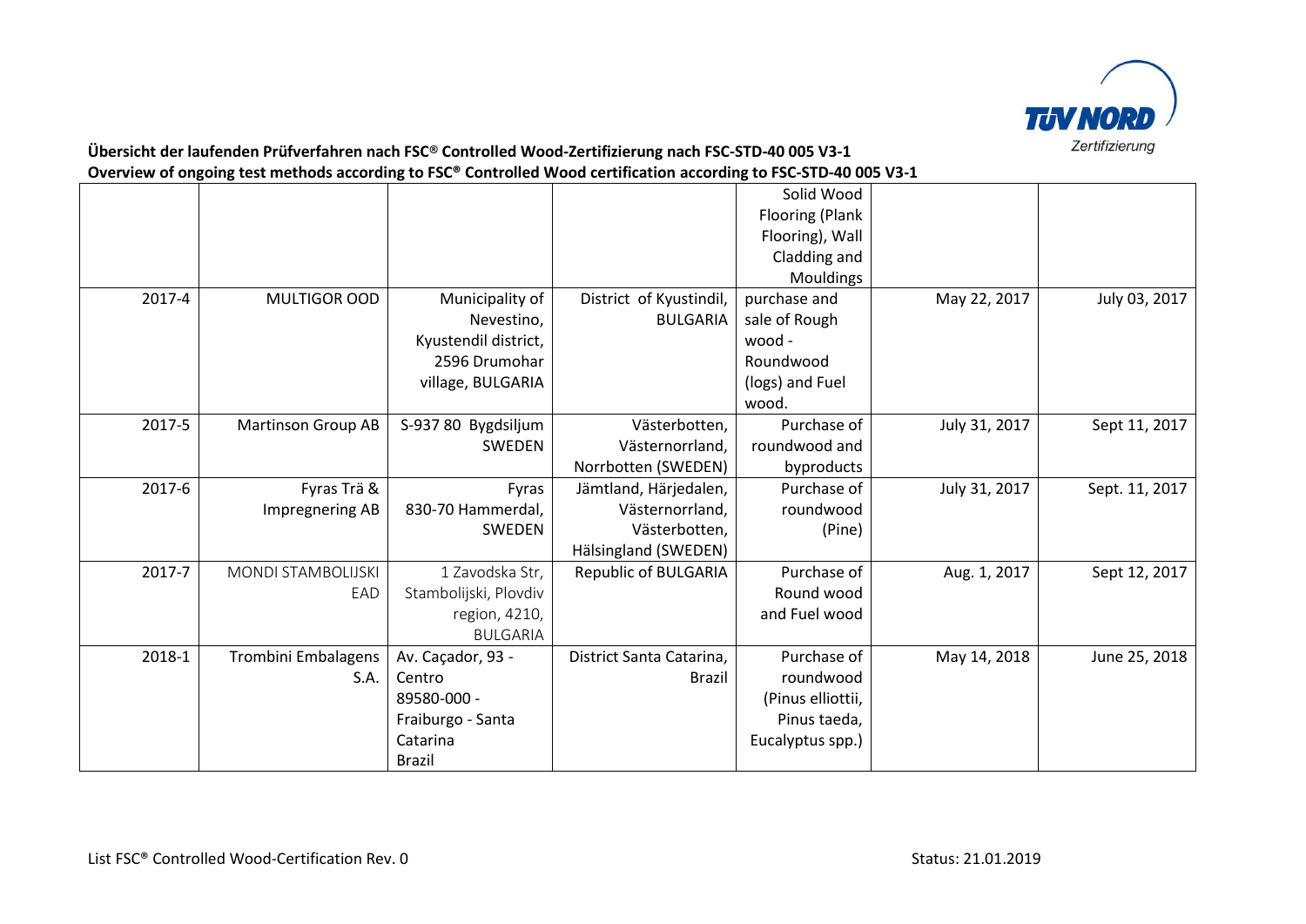**Übersicht der laufenden Prüfverfahren nach FSC® Controlled Wood-Zertifizierung nach FSC-STD-40 005 V3-1**
**Overview of ongoing test methods according to FSC® Controlled Wood certification according to FSC-STD-40 005 V3-1**

| | | | | | | |
|---|---|---|---|---|---|---|
| | | | | Solid Wood Flooring (Plank Flooring), Wall Cladding and Mouldings | | |
| 2017-4 | MULTIGOR OOD | Municipality of Nevestino, Kyustendil district, 2596 Drumohar village, BULGARIA | District of Kyustindil, BULGARIA | purchase and sale of Rough wood - Roundwood (logs) and Fuel wood. | May 22, 2017 | July 03, 2017 |
| 2017-5 | Martinson Group AB | S-937 80 Bygdsiljum SWEDEN | Västerbotten, Västernorrland, Norrbotten (SWEDEN) | Purchase of roundwood and byproducts | July 31, 2017 | Sept 11, 2017 |
| 2017-6 | Fyras Trä & Impregnering AB | Fyras 830-70 Hammerdal, SWEDEN | Jämtland, Härjedalen, Västernorrland, Västerbotten, Hälsingland (SWEDEN) | Purchase of roundwood (Pine) | July 31, 2017 | Sept. 11, 2017 |
| 2017-7 | MONDI STAMBOLIJSKI EAD | 1 Zavodska Str, Stambolijski, Plovdiv region, 4210, BULGARIA | Republic of BULGARIA | Purchase of Round wood and Fuel wood | Aug. 1, 2017 | Sept 12, 2017 |
| 2018-1 | Trombini Embalagens S.A. | Av. Caçador, 93 - Centro 89580-000 - Fraiburgo - Santa Catarina Brazil | District Santa Catarina, Brazil | Purchase of roundwood (Pinus elliottii, Pinus taeda, Eucalyptus spp.) | May 14, 2018 | June 25, 2018 |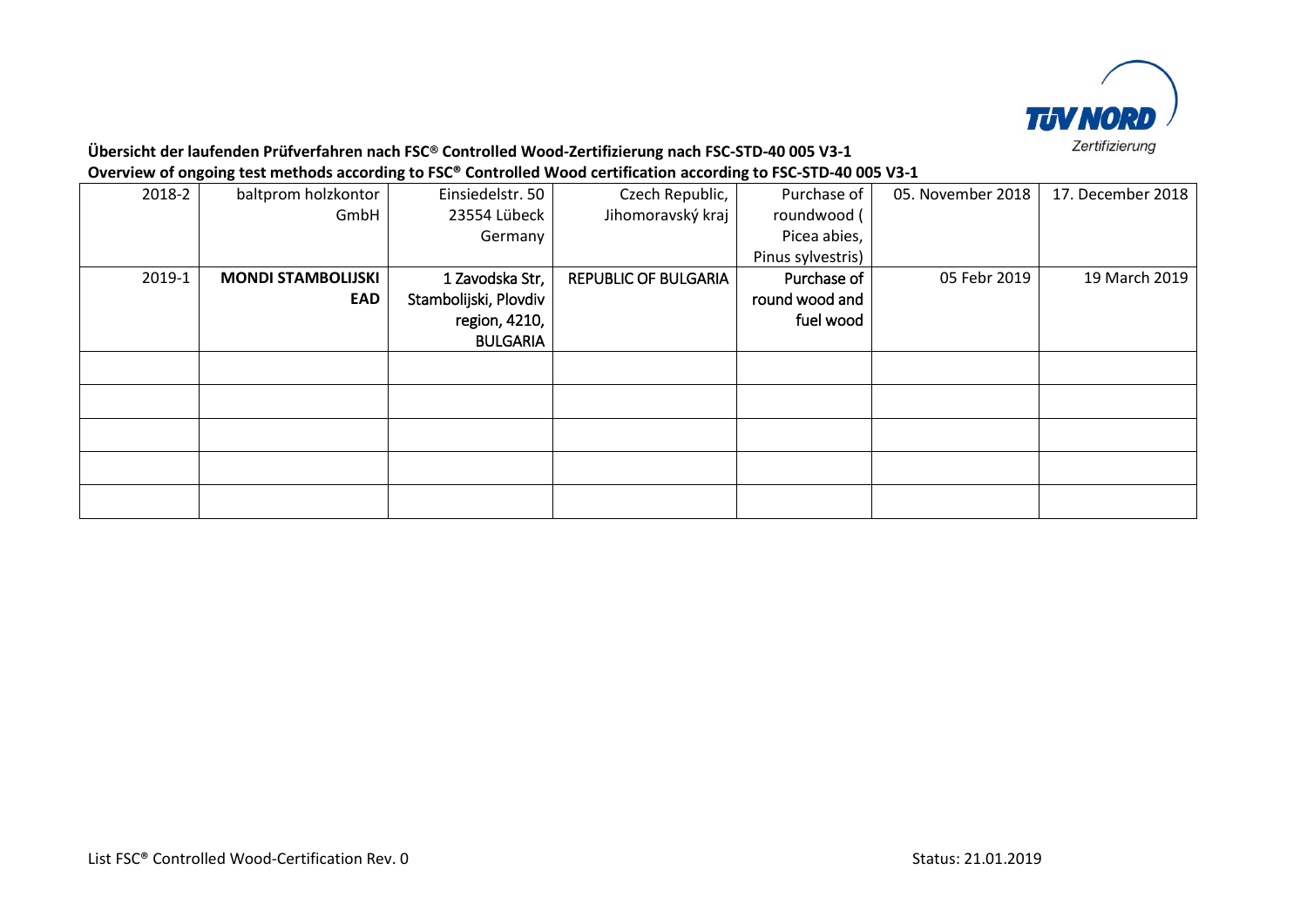**Übersicht der laufenden Prüfverfahren nach FSC® Controlled Wood-Zertifizierung nach FSC-STD-40 005 V3-1**
**Overview of ongoing test methods according to FSC® Controlled Wood certification according to FSC-STD-40 005 V3-1**

| | | | | | | |
|---|---|---|---|---|---|---|
| 2018-2 | baltprom holzkontor GmbH | Einsiedelstr. 50 23554 Lübeck Germany | Czech Republic, Jihomoravský kraj | Purchase of roundwood ( Picea abies, Pinus sylvestris) | 05. November 2018 | 17. December 2018 |
| 2019-1 | **MONDI STAMBOLIJSKI EAD** | 1 Zavodska Str, Stambolijski, Plovdiv region, 4210, BULGARIA | REPUBLIC OF BULGARIA | Purchase of round wood and fuel wood | 05 Febr 2019 | 19 March 2019 |
| | | | | | | |
| | | | | | | |
| | | | | | | |
| | | | | | | |
| | | | | | | |

List FSC® Controlled Wood-Certification Rev. 0 Status: 21.01.2019